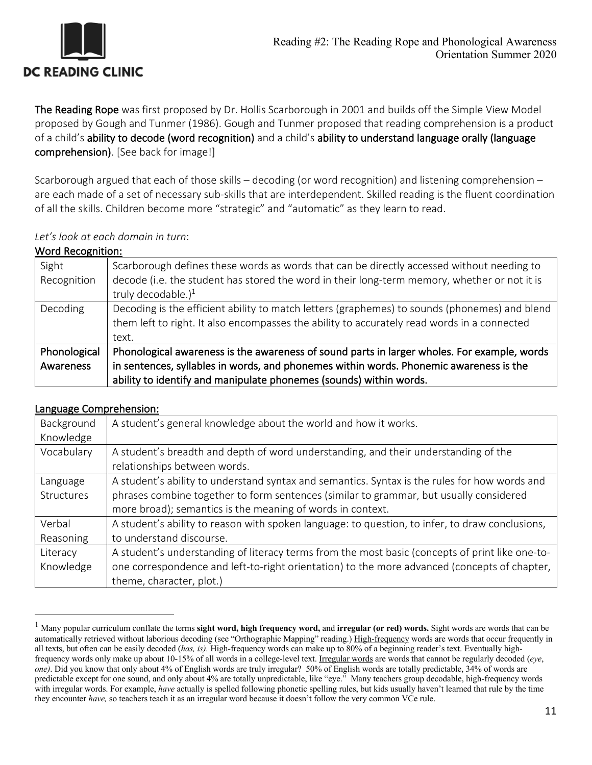**The Reading Rope** was first proposed by Dr. Hollis Scarborough in 2001 and builds off the Simple View Model proposed by Gough and Tunmer (1986). Gough and Tunmer proposed that reading comprehension is a product of a child's **ability to decode (word recognition)** and a child's **ability to understand language orally (language comprehension)**. [See back for image!]

Scarborough argued that each of those skills – decoding (or word recognition) and listening comprehension – are each made of a set of necessary sub-skills that are interdependent. Skilled reading is the fluent coordination of all the skills. Children become more "strategic" and "automatic" as they learn to read.

*Let's look at each domain in turn*:

## Word Recognition:

| | |
|---|---|
| Sight Recognition | Scarborough defines these words as words that can be directly accessed without needing to decode (i.e. the student has stored the word in their long-term memory, whether or not it is truly decodable.)[1] |
| Decoding | Decoding is the efficient ability to match letters (graphemes) to sounds (phonemes) and blend them left to right. It also encompasses the ability to accurately read words in a connected text. |
| **Phonological Awareness** | **Phonological awareness is the awareness of sound parts in larger wholes. For example, words in sentences, syllables in words, and phonemes within words. Phonemic awareness is the ability to identify and manipulate phonemes (sounds) within words.** |

## Language Comprehension:

| | |
|---|---|
| Background Knowledge | A student's general knowledge about the world and how it works. |
| Vocabulary | A student's breadth and depth of word understanding, and their understanding of the relationships between words. |
| Language Structures | A student's ability to understand syntax and semantics. Syntax is the rules for how words and phrases combine together to form sentences (similar to grammar, but usually considered more broad); semantics is the meaning of words in context. |
| Verbal Reasoning | A student's ability to reason with spoken language: to question, to infer, to draw conclusions, to understand discourse. |
| Literacy Knowledge | A student's understanding of literacy terms from the most basic (concepts of print like one-to-one correspondence and left-to-right orientation) to the more advanced (concepts of chapter, theme, character, plot.) |

---

[1] Many popular curriculum conflate the terms **sight word, high frequency word,** and **irregular (or red) words.** Sight words are words that can be automatically retrieved without laborious decoding (see "Orthographic Mapping" reading.) High-frequency words are words that occur frequently in all texts, but often can be easily decoded (*has, is).* High-frequency words can make up to 80% of a beginning reader's text. Eventually high-frequency words only make up about 10-15% of all words in a college-level text. Irregular words are words that cannot be regularly decoded (*eye*, *one)*. Did you know that only about 4% of English words are truly irregular? 50% of English words are totally predictable, 34% of words are predictable except for one sound, and only about 4% are totally unpredictable, like "eye." Many teachers group decodable, high-frequency words with irregular words. For example, *have* actually is spelled following phonetic spelling rules, but kids usually haven't learned that rule by the time they encounter *have,* so teachers teach it as an irregular word because it doesn't follow the very common VCe rule.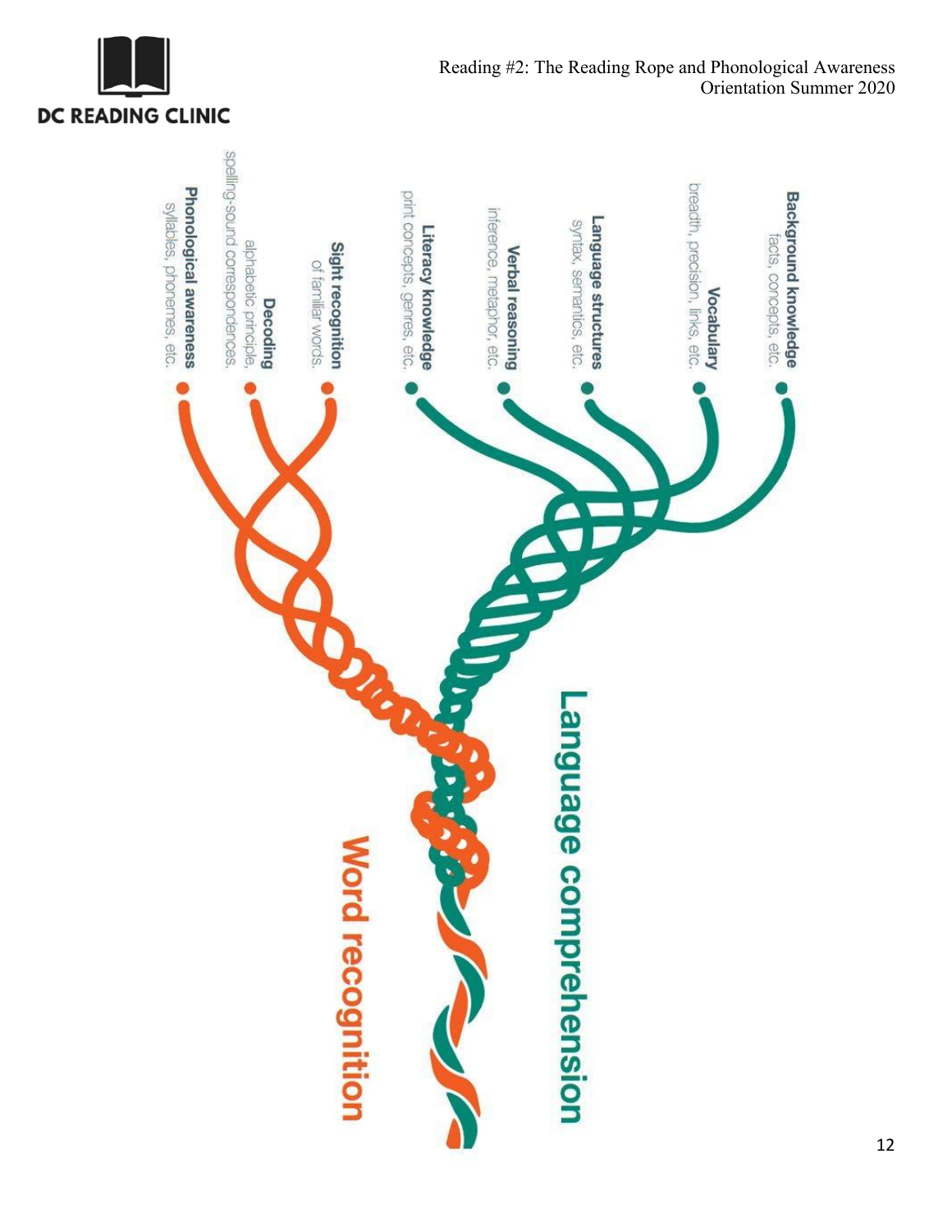Background knowledge
facts, concepts, etc.

Vocabulary
breadth, precision, links, etc.

Language structures
syntax, semantics, etc.

Verbal reasoning
inference, metaphor, etc.

Literacy knowledge
print concepts, genres, etc.

Sight recognition
of familiar words.

Decoding
alphabetic principle,
spelling-sound correspondences.

Phonological awareness
syllables, phonemes, etc.

Language comprehension

Word recognition